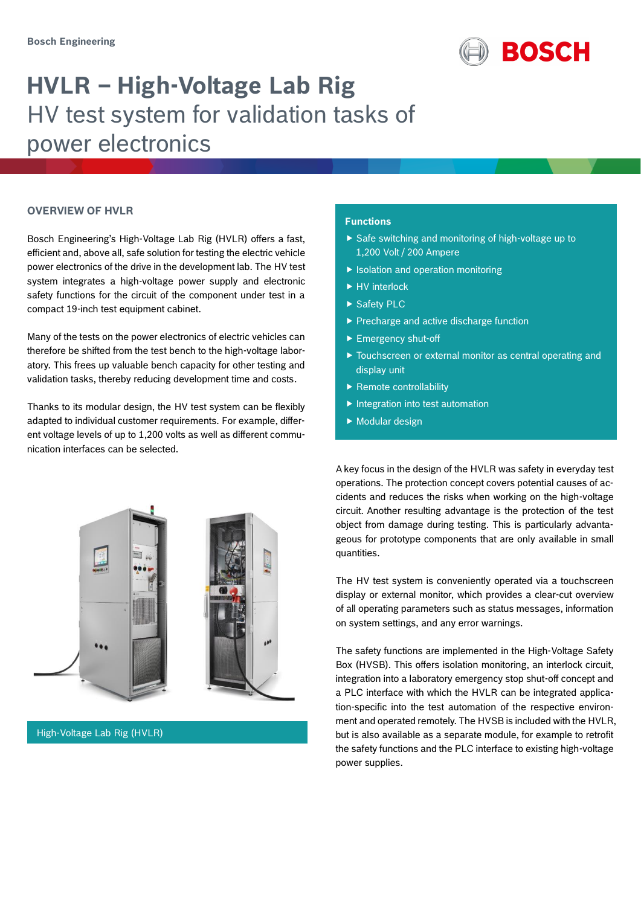Bosch Engineering

# HVLR – High-Voltage Lab Rig

## HV test system for validation tasks of power electronics

### OVERVIEW OF HVLR

Bosch Engineering's High-Voltage Lab Rig (HVLR) offers a fast, efficient and, above all, safe solution for testing the electric vehicle power electronics of the drive in the development lab. The HV test system integrates a high-voltage power supply and electronic safety functions for the circuit of the component under test in a compact 19-inch test equipment cabinet.

Many of the tests on the power electronics of electric vehicles can therefore be shifted from the test bench to the high-voltage laboratory. This frees up valuable bench capacity for other testing and validation tasks, thereby reducing development time and costs.

Thanks to its modular design, the HV test system can be flexibly adapted to individual customer requirements. For example, different voltage levels of up to 1,200 volts as well as different communication interfaces can be selected.

High-Voltage Lab Rig (HVLR)

**Functions**

- Safe switching and monitoring of high-voltage up to 1,200 Volt / 200 Ampere
- Isolation and operation monitoring
- HV interlock
- Safety PLC
- Precharge and active discharge function
- Emergency shut-off
- Touchscreen or external monitor as central operating and display unit
- Remote controllability
- Integration into test automation
- Modular design

A key focus in the design of the HVLR was safety in everyday test operations. The protection concept covers potential causes of accidents and reduces the risks when working on the high-voltage circuit. Another resulting advantage is the protection of the test object from damage during testing. This is particularly advantageous for prototype components that are only available in small quantities.

The HV test system is conveniently operated via a touchscreen display or external monitor, which provides a clear-cut overview of all operating parameters such as status messages, information on system settings, and any error warnings.

The safety functions are implemented in the High-Voltage Safety Box (HVSB). This offers isolation monitoring, an interlock circuit, integration into a laboratory emergency stop shut-off concept and a PLC interface with which the HVLR can be integrated application-specific into the test automation of the respective environment and operated remotely. The HVSB is included with the HVLR, but is also available as a separate module, for example to retrofit the safety functions and the PLC interface to existing high-voltage power supplies.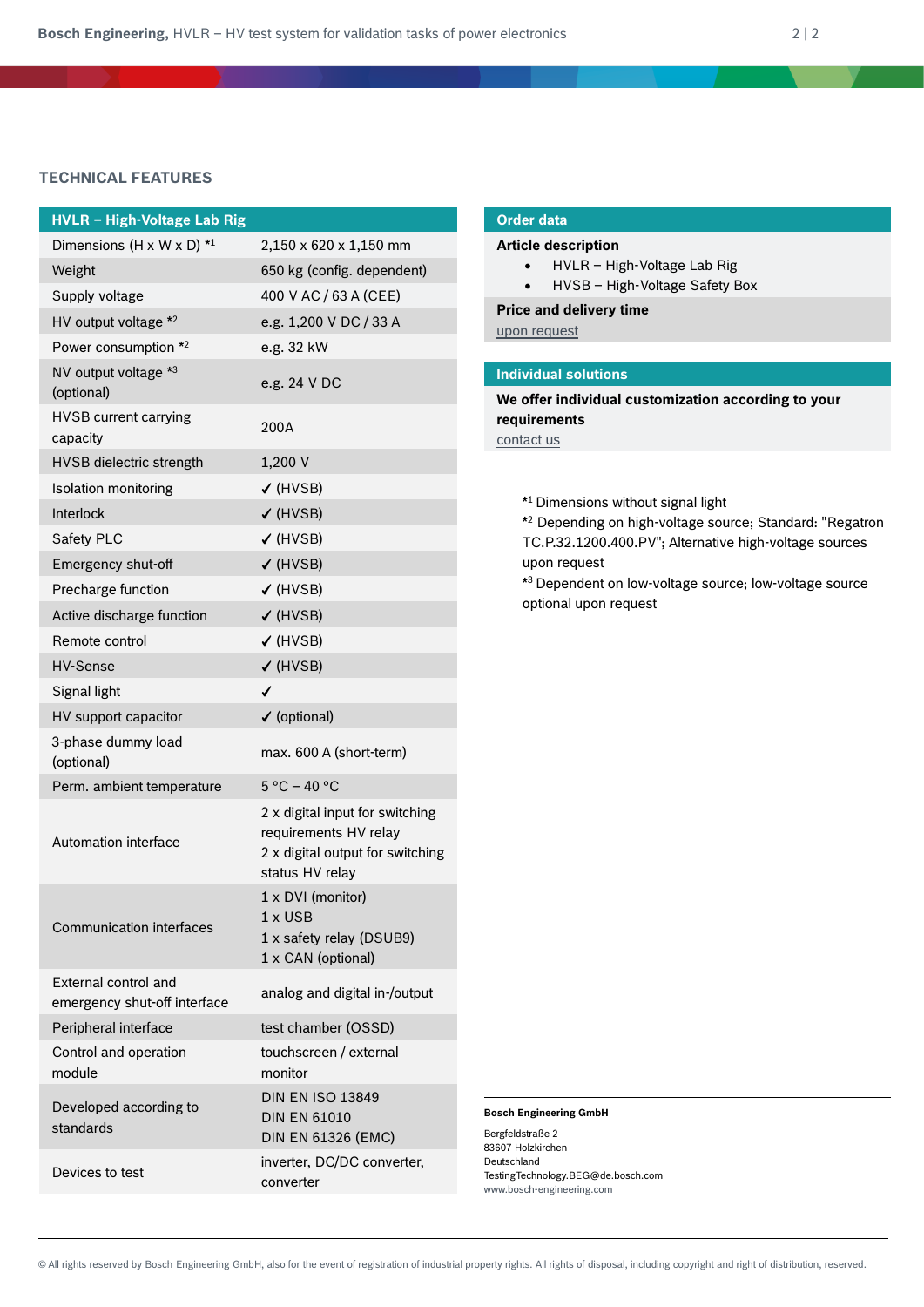## TECHNICAL FEATURES

| HVLR – High-Voltage Lab Rig | |
|---|---|
| Dimensions (H x W x D) *1 | 2,150 x 620 x 1,150 mm |
| Weight | 650 kg (config. dependent) |
| Supply voltage | 400 V AC / 63 A (CEE) |
| HV output voltage *2 | e.g. 1,200 V DC / 33 A |
| Power consumption *2 | e.g. 32 kW |
| NV output voltage *3 (optional) | e.g. 24 V DC |
| HVSB current carrying capacity | 200A |
| HVSB dielectric strength | 1,200 V |
| Isolation monitoring | ✓ (HVSB) |
| Interlock | ✓ (HVSB) |
| Safety PLC | ✓ (HVSB) |
| Emergency shut-off | ✓ (HVSB) |
| Precharge function | ✓ (HVSB) |
| Active discharge function | ✓ (HVSB) |
| Remote control | ✓ (HVSB) |
| HV-Sense | ✓ (HVSB) |
| Signal light | ✓ |
| HV support capacitor | ✓ (optional) |
| 3-phase dummy load (optional) | max. 600 A (short-term) |
| Perm. ambient temperature | 5 °C – 40 °C |
| Automation interface | 2 x digital input for switching requirements HV relay<br>2 x digital output for switching status HV relay |
| Communication interfaces | 1 x DVI (monitor)<br>1 x USB<br>1 x safety relay (DSUB9)<br>1 x CAN (optional) |
| External control and emergency shut-off interface | analog and digital in-/output |
| Peripheral interface | test chamber (OSSD) |
| Control and operation module | touchscreen / external monitor |
| Developed according to standards | DIN EN ISO 13849<br>DIN EN 61010<br>DIN EN 61326 (EMC) |
| Devices to test | inverter, DC/DC converter, converter |

### Order data

**Article description**

- HVLR – High-Voltage Lab Rig
- HVSB – High-Voltage Safety Box

**Price and delivery time**

upon request

### Individual solutions

**We offer individual customization according to your requirements**

contact us

*1 Dimensions without signal light
*2 Depending on high-voltage source; Standard: "Regatron TC.P.32.1200.400.PV"; Alternative high-voltage sources upon request
*3 Dependent on low-voltage source; low-voltage source optional upon request

**Bosch Engineering GmbH**

Bergfeldstraße 2
83607 Holzkirchen
Deutschland
TestingTechnology.BEG@de.bosch.com
www.bosch-engineering.com

© All rights reserved by Bosch Engineering GmbH, also for the event of registration of industrial property rights. All rights of disposal, including copyright and right of distribution, reserved.